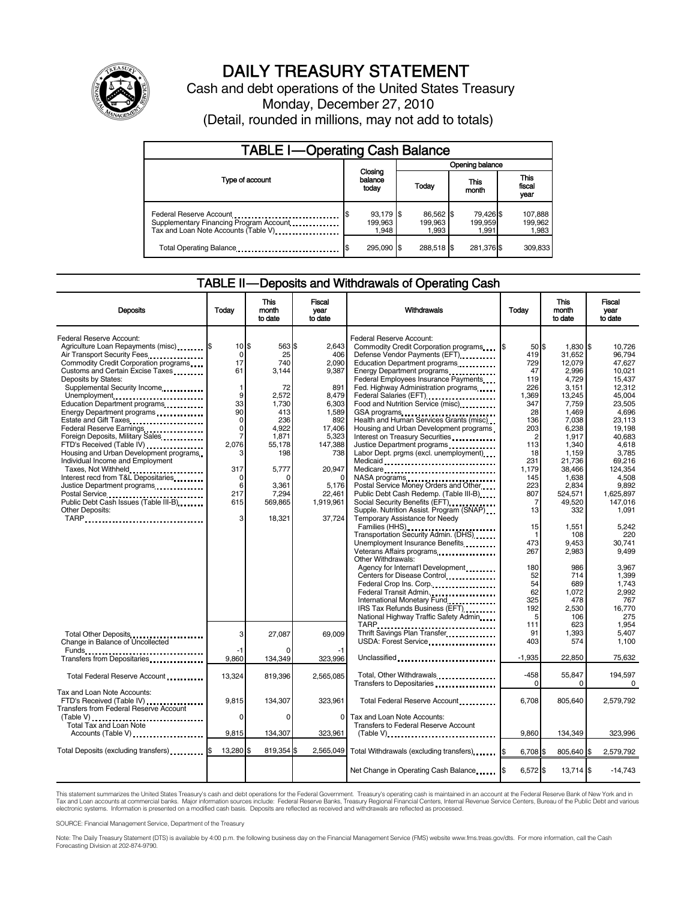# DAILY TREASURY STATEMENT

Cash and debt operations of the United States Treasury

Monday, December 27, 2010

(Detail, rounded in millions, may not add to totals)

## TABLE I—Operating Cash Balance

| Type of account | Closing balance today | Opening balance Today | Opening balance This month | Opening balance This fiscal year |
|---|---|---|---|---|
| Federal Reserve Account | $ 93,179 | $ 86,562 | $ 79,426 | $ 107,888 |
| Supplementary Financing Program Account | 199,963 | 199,963 | 199,959 | 199,962 |
| Tax and Loan Note Accounts (Table V) | 1,948 | 1,993 | 1,991 | 1,983 |
| Total Operating Balance | $ 295,090 | $ 288,518 | $ 281,376 | $ 309,833 |

## TABLE II—Deposits and Withdrawals of Operating Cash

| Deposits | Today | This month to date | Fiscal year to date |
|---|---|---|---|
| Federal Reserve Account: | | | |
| Agriculture Loan Repayments (misc) | $ 10 | $ 563 | $ 2,643 |
| Air Transport Security Fees | 0 | 25 | 406 |
| Commodity Credit Corporation programs | 17 | 740 | 2,090 |
| Customs and Certain Excise Taxes | 61 | 3,144 | 9,387 |
| Deposits by States: | | | |
| Supplemental Security Income | 1 | 72 | 891 |
| Unemployment | 9 | 2,572 | 8,479 |
| Education Department programs | 33 | 1,730 | 6,303 |
| Energy Department programs | 90 | 413 | 1,589 |
| Estate and Gift Taxes | 0 | 236 | 892 |
| Federal Reserve Earnings | 0 | 4,922 | 17,406 |
| Foreign Deposits, Military Sales | 7 | 1,871 | 5,323 |
| FTD's Received (Table IV) | 2,076 | 55,178 | 147,388 |
| Housing and Urban Development programs | 3 | 198 | 738 |
| Individual Income and Employment Taxes, Not Withheld | 317 | 5,777 | 20,947 |
| Interest recd from T&L Depositaries | 0 | 0 | 0 |
| Justice Department programs | 6 | 3,361 | 5,176 |
| Postal Service | 217 | 7,294 | 22,461 |
| Public Debt Cash Issues (Table III-B) | 615 | 569,865 | 1,919,961 |
| Other Deposits: | | | |
| TARP | 3 | 18,321 | 37,724 |
| Total Other Deposits | 3 | 27,087 | 69,009 |
| Change in Balance of Uncollected Funds | -1 | 0 | -1 |
| Transfers from Depositaries | 9,860 | 134,349 | 323,996 |
| Total Federal Reserve Account | 13,324 | 819,396 | 2,565,085 |
| Tax and Loan Note Accounts: | | | |
| FTD's Received (Table IV) | 9,815 | 134,307 | 323,961 |
| Transfers from Federal Reserve Account (Table V) | 0 | 0 | 0 |
| Total Tax and Loan Note Accounts (Table V) | 9,815 | 134,307 | 323,961 |
| Total Deposits (excluding transfers) | $ 13,280 | $ 819,354 | $ 2,565,049 |

| Withdrawals | Today | This month to date | Fiscal year to date |
|---|---|---|---|
| Federal Reserve Account: | | | |
| Commodity Credit Corporation programs | $ 50 | $ 1,830 | $ 10,726 |
| Defense Vendor Payments (EFT) | 419 | 31,652 | 96,794 |
| Education Department programs | 729 | 12,079 | 47,627 |
| Energy Department programs | 47 | 2,996 | 10,021 |
| Federal Employees Insurance Payments | 119 | 4,729 | 15,437 |
| Fed. Highway Administration programs | 226 | 3,151 | 12,312 |
| Federal Salaries (EFT) | 1,369 | 13,245 | 45,004 |
| Food and Nutrition Service (misc) | 347 | 7,759 | 23,505 |
| GSA programs | 28 | 1,469 | 4,696 |
| Health and Human Services Grants (misc) | 136 | 7,038 | 23,113 |
| Housing and Urban Development programs | 203 | 6,238 | 19,198 |
| Interest on Treasury Securities | 2 | 1,917 | 40,683 |
| Justice Department programs | 113 | 1,340 | 4,618 |
| Labor Dept. prgms (excl. unemployment) | 18 | 1,159 | 3,785 |
| Medicaid | 231 | 21,736 | 69,216 |
| Medicare | 1,179 | 38,466 | 124,354 |
| NASA programs | 145 | 1,638 | 4,508 |
| Postal Service Money Orders and Other | 223 | 2,834 | 9,892 |
| Public Debt Cash Redemp. (Table III-B) | 807 | 524,571 | 1,625,897 |
| Social Security Benefits (EFT) | 7 | 49,520 | 147,016 |
| Supple. Nutrition Assist. Program (SNAP) | 13 | 332 | 1,091 |
| Temporary Assistance for Needy Families (HHS) | 15 | 1,551 | 5,242 |
| Transportation Security Admin. (DHS) | 1 | 108 | 220 |
| Unemployment Insurance Benefits | 473 | 9,453 | 30,741 |
| Veterans Affairs programs | 267 | 2,983 | 9,499 |
| Other Withdrawals: | | | |
| Agency for Internat'l Development | 180 | 986 | 3,967 |
| Centers for Disease Control | 52 | 714 | 1,399 |
| Federal Crop Ins. Corp. | 54 | 689 | 1,743 |
| Federal Transit Admin. | 62 | 1,072 | 2,992 |
| International Monetary Fund | 325 | 478 | 767 |
| IRS Tax Refunds Business (EFT) | 192 | 2,530 | 16,770 |
| National Highway Traffic Safety Admin | 5 | 106 | 275 |
| TARP | 111 | 623 | 1,954 |
| Thrift Savings Plan Transfer | 91 | 1,393 | 5,407 |
| USDA: Forest Service | 403 | 574 | 1,100 |
| Unclassified | -1,935 | 22,850 | 75,632 |
| Total, Other Withdrawals | -458 | 55,847 | 194,597 |
| Transfers to Depositaries | 0 | 0 | 0 |
| Total Federal Reserve Account | 6,708 | 805,640 | 2,579,792 |
| Tax and Loan Note Accounts: | | | |
| Transfers to Federal Reserve Account (Table V) | 9,860 | 134,349 | 323,996 |
| Total Withdrawals (excluding transfers) | $ 6,708 | $ 805,640 | $ 2,579,792 |
| Net Change in Operating Cash Balance | $ 6,572 | $ 13,714 | $ -14,743 |

This statement summarizes the United States Treasury's cash and debt operations for the Federal Government. Treasury's operating cash is maintained in an account at the Federal Reserve Bank of New York and in Tax and Loan accounts at commercial banks. Major information sources include: Federal Reserve Banks, Treasury Regional Financial Centers, Internal Revenue Service Centers, Bureau of the Public Debt and various electronic systems. Information is presented on a modified cash basis. Deposits are reflected as received and withdrawals are reflected as processed.

SOURCE: Financial Management Service, Department of the Treasury

Note: The Daily Treasury Statement (DTS) is available by 4:00 p.m. the following business day on the Financial Management Service (FMS) website www.fms.treas.gov/dts. For more information, call the Cash Forecasting Division at 202-874-9790.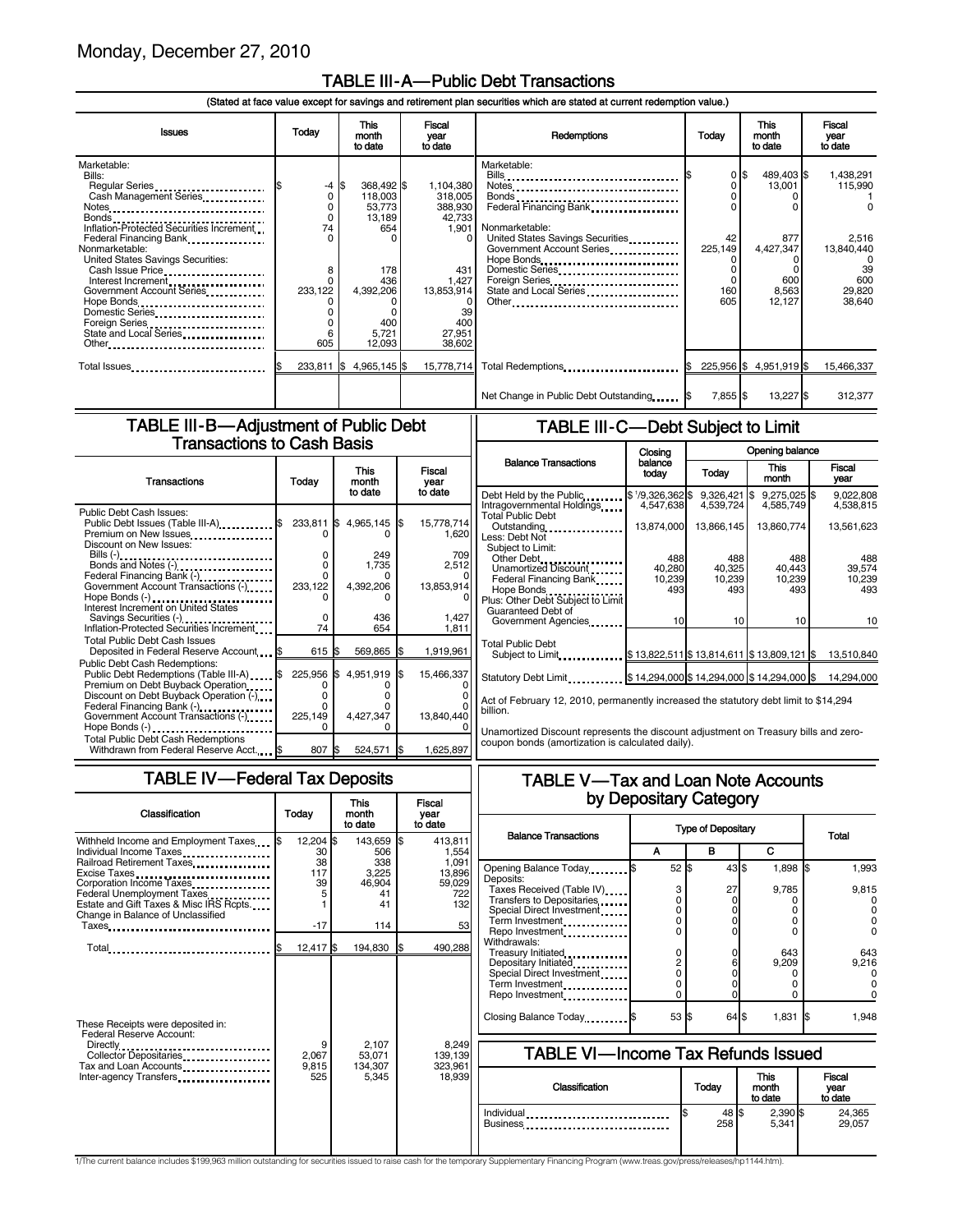Monday, December 27, 2010

## TABLE III-A—Public Debt Transactions

(Stated at face value except for savings and retirement plan securities which are stated at current redemption value.)

| Issues | Today | This month to date | Fiscal year to date |
|---|---|---|---|
| Marketable: | | | |
| Bills: | | | |
| Regular Series | $ -4 | $ 368,492 | $ 1,104,380 |
| Cash Management Series | 0 | 118,003 | 318,005 |
| Notes | 0 | 53,773 | 388,930 |
| Bonds | 0 | 13,189 | 42,733 |
| Inflation-Protected Securities Increment | 74 | 654 | 1,901 |
| Federal Financing Bank | 0 | 0 | 0 |
| Nonmarketable: | | | |
| United States Savings Securities: | | | |
| Cash Issue Price | 8 | 178 | 431 |
| Interest Increment | 0 | 436 | 1,427 |
| Government Account Series | 233,122 | 4,392,206 | 13,853,914 |
| Hope Bonds | 0 | 0 | 0 |
| Domestic Series | 0 | 0 | 39 |
| Foreign Series | 0 | 400 | 400 |
| State and Local Series | 6 | 5,721 | 27,951 |
| Other | 605 | 12,093 | 38,602 |
| Total Issues | $ 233,811 | $ 4,965,145 | $ 15,778,714 |

| Redemptions | Today | This month to date | Fiscal year to date |
|---|---|---|---|
| Marketable: | | | |
| Bills | $ 0 | $ 489,403 | $ 1,438,291 |
| Notes | 0 | 13,001 | 115,990 |
| Bonds | 0 | 0 | 1 |
| Federal Financing Bank | 0 | 0 | 0 |
| Nonmarketable: | | | |
| United States Savings Securities | 42 | 877 | 2,516 |
| Government Account Series | 225,149 | 4,427,347 | 13,840,440 |
| Hope Bonds | 0 | 0 | 0 |
| Domestic Series | 0 | 0 | 39 |
| Foreign Series | 0 | 600 | 600 |
| State and Local Series | 160 | 8,563 | 29,820 |
| Other | 605 | 12,127 | 38,640 |
| Total Redemptions | $ 225,956 | $ 4,951,919 | $ 15,466,337 |
| Net Change in Public Debt Outstanding | $ 7,855 | $ 13,227 | $ 312,377 |

## TABLE III-B—Adjustment of Public Debt Transactions to Cash Basis

| Transactions | Today | This month to date | Fiscal year to date |
|---|---|---|---|
| Public Debt Cash Issues: | | | |
| Public Debt Issues (Table III-A) | $ 233,811 | $ 4,965,145 | $ 15,778,714 |
| Premium on New Issues | 0 | 0 | 1,620 |
| Discount on New Issues: | | | |
| Bills (-) | 0 | 249 | 709 |
| Bonds and Notes (-) | 0 | 1,735 | 2,512 |
| Federal Financing Bank (-) | 0 | 0 | 0 |
| Government Account Transactions (-) | 233,122 | 4,392,206 | 13,853,914 |
| Hope Bonds (-) | 0 | 0 | 0 |
| Interest Increment on United States Savings Securities (-) | 0 | 436 | 1,427 |
| Inflation-Protected Securities Increment | 74 | 654 | 1,811 |
| Total Public Debt Cash Issues Deposited in Federal Reserve Account | $ 615 | $ 569,865 | $ 1,919,961 |
| Public Debt Cash Redemptions: | | | |
| Public Debt Redemptions (Table III-A) | $ 225,956 | $ 4,951,919 | $ 15,466,337 |
| Premium on Debt Buyback Operation | 0 | 0 | 0 |
| Discount on Debt Buyback Operation (-) | 0 | 0 | 0 |
| Federal Financing Bank (-) | 0 | 0 | 0 |
| Government Account Transactions (-) | 225,149 | 4,427,347 | 13,840,440 |
| Hope Bonds (-) | 0 | 0 | 0 |
| Total Public Debt Cash Redemptions Withdrawn from Federal Reserve Acct. | $ 807 | $ 524,571 | $ 1,625,897 |

## TABLE III-C—Debt Subject to Limit

| Balance Transactions | Closing balance today | Opening balance Today | Opening balance This month | Opening balance Fiscal year |
|---|---|---|---|---|
| Debt Held by the Public | $ [1]9,326,362 | $ 9,326,421 | $ 9,275,025 | $ 9,022,808 |
| Intragovernmental Holdings | 4,547,638 | 4,539,724 | 4,585,749 | 4,538,815 |
| Total Public Debt Outstanding | 13,874,000 | 13,866,145 | 13,860,774 | 13,561,623 |
| Less: Debt Not Subject to Limit: | | | | |
| Other Debt | 488 | 488 | 488 | 488 |
| Unamortized Discount | 40,280 | 40,325 | 40,443 | 39,574 |
| Federal Financing Bank | 10,239 | 10,239 | 10,239 | 10,239 |
| Hope Bonds | 493 | 493 | 493 | 493 |
| Plus: Other Debt Subject to Limit Guaranteed Debt of Government Agencies | 10 | 10 | 10 | 10 |
| Total Public Debt Subject to Limit | $ 13,822,511 | $ 13,814,611 | $ 13,809,121 | $ 13,510,840 |
| Statutory Debt Limit | $ 14,294,000 | $ 14,294,000 | $ 14,294,000 | $ 14,294,000 |

Act of February 12, 2010, permanently increased the statutory debt limit to $14,294 billion.

Unamortized Discount represents the discount adjustment on Treasury bills and zero-coupon bonds (amortization is calculated daily).

## TABLE IV—Federal Tax Deposits

| Classification | Today | This month to date | Fiscal year to date |
|---|---|---|---|
| Withheld Income and Employment Taxes | $ 12,204 | $ 143,659 | $ 413,811 |
| Individual Income Taxes | 30 | 506 | 1,554 |
| Railroad Retirement Taxes | 38 | 338 | 1,091 |
| Excise Taxes | 117 | 3,225 | 13,896 |
| Corporation Income Taxes | 39 | 46,904 | 59,029 |
| Federal Unemployment Taxes | 5 | 41 | 722 |
| Estate and Gift Taxes & Misc IRS Rcpts. | 1 | 41 | 132 |
| Change in Balance of Unclassified Taxes | -17 | 114 | 53 |
| Total | $ 12,417 | $ 194,830 | $ 490,288 |
| These Receipts were deposited in: | | | |
| Federal Reserve Account: | | | |
| Directly | 9 | 2,107 | 8,249 |
| Collector Depositaries | 2,067 | 53,071 | 139,139 |
| Tax and Loan Accounts | 9,815 | 134,307 | 323,961 |
| Inter-agency Transfers | 525 | 5,345 | 18,939 |

## TABLE V—Tax and Loan Note Accounts by Depositary Category

| Balance Transactions | Type of Depositary A | Type of Depositary B | Type of Depositary C | Total |
|---|---|---|---|---|
| Opening Balance Today | $ 52 | $ 43 | $ 1,898 | $ 1,993 |
| Deposits: | | | | |
| Taxes Received (Table IV) | 3 | 27 | 9,785 | 9,815 |
| Transfers to Depositaries | 0 | 0 | 0 | 0 |
| Special Direct Investment | 0 | 0 | 0 | 0 |
| Term Investment | 0 | 0 | 0 | 0 |
| Repo Investment | 0 | 0 | 0 | 0 |
| Withdrawals: | | | | |
| Treasury Initiated | 0 | 0 | 643 | 643 |
| Depositary Initiated | 2 | 6 | 9,209 | 9,216 |
| Special Direct Investment | 0 | 0 | 0 | 0 |
| Term Investment | 0 | 0 | 0 | 0 |
| Repo Investment | 0 | 0 | 0 | 0 |
| Closing Balance Today | $ 53 | $ 64 | $ 1,831 | $ 1,948 |

## TABLE VI—Income Tax Refunds Issued

| Classification | Today | This month to date | Fiscal year to date |
|---|---|---|---|
| Individual | $ 48 | $ 2,390 | $ 24,365 |
| Business | 258 | 5,341 | 29,057 |

1/The current balance includes $199,963 million outstanding for securities issued to raise cash for the temporary Supplementary Financing Program (www.treas.gov/press/releases/hp1144.htm).